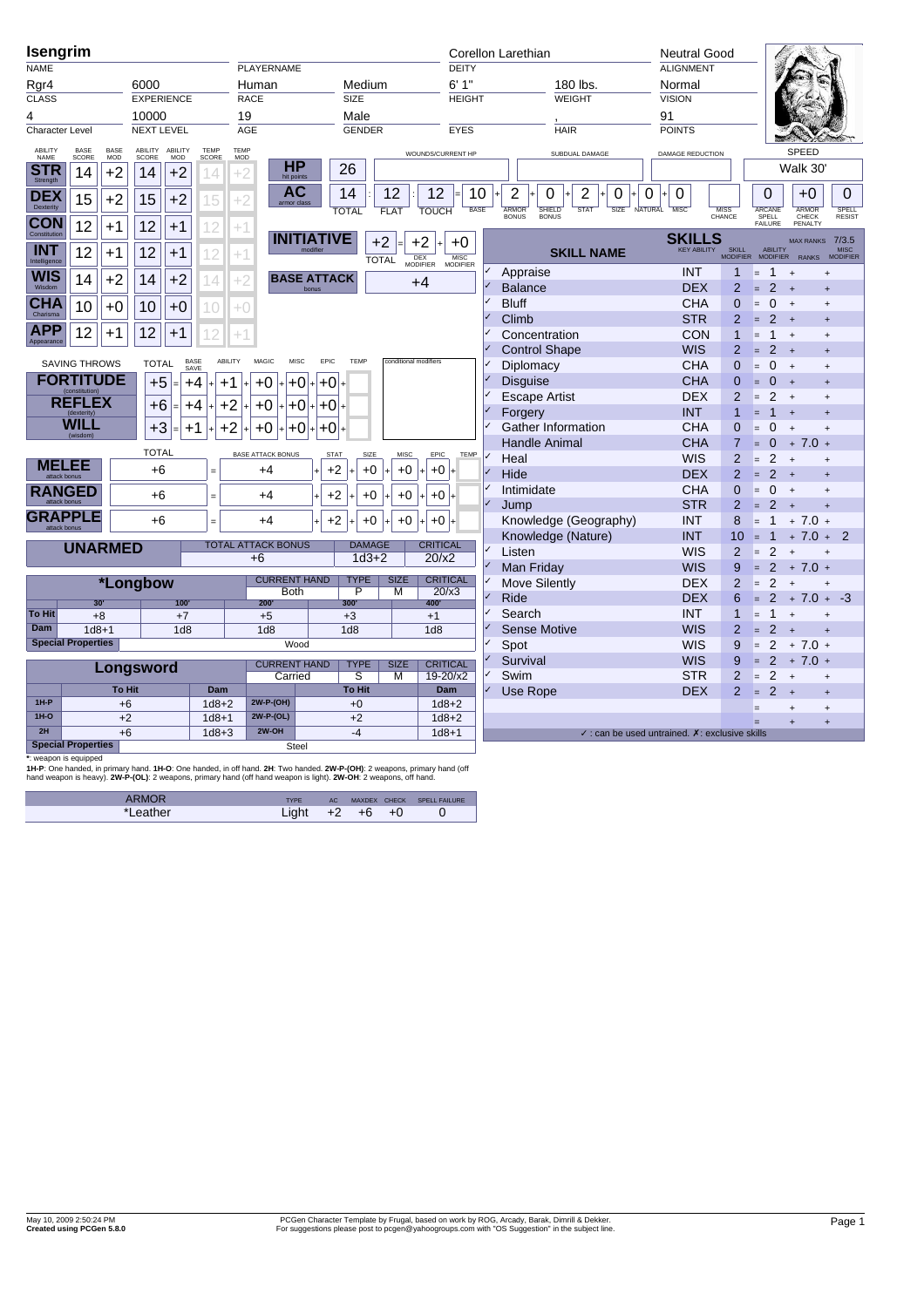# Isengrim

| Field | Value |
|---|---|
| NAME | Isengrim |
| PLAYERNAME | |
| DEITY | Corellon Larethian |
| ALIGNMENT | Neutral Good |
| CLASS | Rgr4 |
| EXPERIENCE | 6000 |
| RACE | Human |
| SIZE | Medium |
| HEIGHT | 6' 1" |
| WEIGHT | 180 lbs. |
| VISION | Normal |
| Character Level | 4 |
| NEXT LEVEL | 10000 |
| AGE | 19 |
| GENDER | Male |
| EYES | |
| HAIR | , |
| POINTS | 91 |

| ABILITY NAME | BASE SCORE | BASE MOD | ABILITY SCORE | ABILITY MOD | TEMP SCORE | TEMP MOD |
|---|---|---|---|---|---|---|
| STR Strength | 14 | +2 | 14 | +2 | 14 | +2 |
| DEX Dexterity | 15 | +2 | 15 | +2 | 15 | +2 |
| CON Constitution | 12 | +1 | 12 | +1 | 12 | +1 |
| INT Intelligence | 12 | +1 | 12 | +1 | 12 | +1 |
| WIS Wisdom | 14 | +2 | 14 | +2 | 14 | +2 |
| CHA Charisma | 10 | +0 | 10 | +0 | 10 | +0 |
| APP Appearance | 12 | +1 | 12 | +1 | 12 | +1 |

**HP** (hit points): 26 | WOUNDS/CURRENT HP: | SUBDUAL DAMAGE: | DAMAGE REDUCTION:

**SPEED**: Walk 30'

**AC** (armor class):

| TOTAL | FLAT | TOUCH | BASE | ARMOR BONUS | SHIELD BONUS | STAT | SIZE | NATURAL | MISC | MISS CHANCE | ARCANE SPELL FAILURE | ARMOR CHECK PENALTY | SPELL RESIST |
|---|---|---|---|---|---|---|---|---|---|---|---|---|---|
| 14 | 12 | 12 | 10 | 2 | 0 | 2 | 0 | 0 | 0 | | 0 | +0 | 0 |

**INITIATIVE** modifier: +2 (TOTAL) = +2 (DEX MODIFIER) + +0 (MISC MODIFIER)

**BASE ATTACK** bonus: +4

| SAVING THROWS | TOTAL | BASE SAVE | ABILITY | MAGIC | MISC | EPIC | TEMP |
|---|---|---|---|---|---|---|---|
| FORTITUDE (constitution) | +5 | +4 | +1 | +0 | +0 | +0 | |
| REFLEX (dexterity) | +6 | +4 | +2 | +0 | +0 | +0 | |
| WILL (wisdom) | +3 | +1 | +2 | +0 | +0 | +0 | |

conditional modifiers:

| | TOTAL | BASE ATTACK BONUS | STAT | SIZE | MISC | EPIC | TEMP |
|---|---|---|---|---|---|---|---|
| MELEE attack bonus | +6 | +4 | +2 | +0 | +0 | +0 | |
| RANGED attack bonus | +6 | +4 | +2 | +0 | +0 | +0 | |
| GRAPPLE attack bonus | +6 | +4 | +2 | +0 | +0 | +0 | |

| UNARMED | TOTAL ATTACK BONUS | DAMAGE | CRITICAL |
|---|---|---|---|
| | +6 | 1d3+2 | 20/x2 |

| *Longbow | | CURRENT HAND | TYPE | SIZE | CRITICAL |
|---|---|---|---|---|---|
| | | Both | P | M | 20/x3 |
| | 30' | 100' | 200' | 300' | 400' |
| To Hit | +8 | +7 | +5 | +3 | +1 |
| Dam | 1d8+1 | 1d8 | 1d8 | 1d8 | 1d8 |
| Special Properties | Wood | | | | |

| Longsword | | CURRENT HAND | TYPE | SIZE | CRITICAL |
|---|---|---|---|---|---|
| | | Carried | S | M | 19-20/x2 |
| | To Hit | Dam | | To Hit | Dam |
| 1H-P | +6 | 1d8+2 | 2W-P-(OH) | +0 | 1d8+2 |
| 1H-O | +2 | 1d8+1 | 2W-P-(OL) | +2 | 1d8+2 |
| 2H | +6 | 1d8+3 | 2W-OH | -4 | 1d8+1 |
| Special Properties | Steel | | | | |

*: weapon is equipped

**1H-P**: One handed, in primary hand. **1H-O**: One handed, in off hand. **2H**: Two handed. **2W-P-(OH)**: 2 weapons, primary hand (off hand weapon is heavy). **2W-P-(OL)**: 2 weapons, primary hand (off hand weapon is light). **2W-OH**: 2 weapons, off hand.

| ARMOR | TYPE | AC | MAXDEX | CHECK | SPELL FAILURE |
|---|---|---|---|---|---|
| *Leather | Light | +2 | +6 | +0 | 0 |

## SKILLS

MAX RANKS 7/3.5

| | SKILL NAME | KEY ABILITY | SKILL MODIFIER | ABILITY MODIFIER | RANKS | MISC MODIFIER |
|---|---|---|---|---|---|---|
| ✓ | Appraise | INT | 1 | 1 | | |
| ✓ | Balance | DEX | 2 | 2 | | |
| ✓ | Bluff | CHA | 0 | 0 | | |
| ✓ | Climb | STR | 2 | 2 | | |
| ✓ | Concentration | CON | 1 | 1 | | |
| ✓ | Control Shape | WIS | 2 | 2 | | |
| ✓ | Diplomacy | CHA | 0 | 0 | | |
| ✓ | Disguise | CHA | 0 | 0 | | |
| ✓ | Escape Artist | DEX | 2 | 2 | | |
| ✓ | Forgery | INT | 1 | 1 | | |
| ✓ | Gather Information | CHA | 0 | 0 | | |
| | Handle Animal | CHA | 7 | 0 | 7.0 | |
| ✓ | Heal | WIS | 2 | 2 | | |
| ✓ | Hide | DEX | 2 | 2 | | |
| ✓ | Intimidate | CHA | 0 | 0 | | |
| ✓ | Jump | STR | 2 | 2 | | |
| | Knowledge (Geography) | INT | 8 | 1 | 7.0 | |
| | Knowledge (Nature) | INT | 10 | 1 | 7.0 | 2 |
| ✓ | Listen | WIS | 2 | 2 | | |
| ✓ | Man Friday | WIS | 9 | 2 | 7.0 | |
| ✓ | Move Silently | DEX | 2 | 2 | | |
| ✓ | Ride | DEX | 6 | 2 | 7.0 | -3 |
| ✓ | Search | INT | 1 | 1 | | |
| ✓ | Sense Motive | WIS | 2 | 2 | | |
| ✓ | Spot | WIS | 9 | 2 | 7.0 | |
| ✓ | Survival | WIS | 9 | 2 | 7.0 | |
| ✓ | Swim | STR | 2 | 2 | | |
| ✓ | Use Rope | DEX | 2 | 2 | | |

✓ : can be used untrained. ✗ : exclusive skills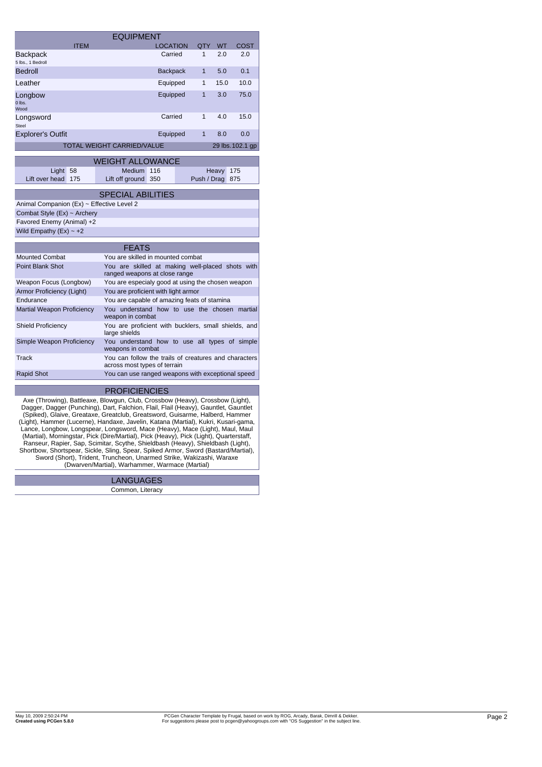## EQUIPMENT

| ITEM | LOCATION | QTY | WT | COST |
|---|---|---|---|---|
| Backpack<br>5 lbs., 1 Bedroll | Carried | 1 | 2.0 | 2.0 |
| Bedroll | Backpack | 1 | 5.0 | 0.1 |
| Leather | Equipped | 1 | 15.0 | 10.0 |
| Longbow<br>0 lbs.<br>Wood | Equipped | 1 | 3.0 | 75.0 |
| Longsword<br>Steel | Carried | 1 | 4.0 | 15.0 |
| Explorer's Outfit | Equipped | 1 | 8.0 | 0.0 |
| TOTAL WEIGHT CARRIED/VALUE | | | 29 lbs. | 102.1 gp |

## WEIGHT ALLOWANCE

| | | | | | |
|---|---|---|---|---|---|
| Light | 58 | Medium | 116 | Heavy | 175 |
| Lift over head | 175 | Lift off ground | 350 | Push / Drag | 875 |

## SPECIAL ABILITIES

- Animal Companion (Ex) ~ Effective Level 2
- Combat Style (Ex) ~ Archery
- Favored Enemy (Animal) +2
- Wild Empathy (Ex) ~ +2

## FEATS

| Feat | Description |
|---|---|
| Mounted Combat | You are skilled in mounted combat |
| Point Blank Shot | You are skilled at making well-placed shots with ranged weapons at close range |
| Weapon Focus (Longbow) | You are especialy good at using the chosen weapon |
| Armor Proficiency (Light) | You are proficient with light armor |
| Endurance | You are capable of amazing feats of stamina |
| Martial Weapon Proficiency | You understand how to use the chosen martial weapon in combat |
| Shield Proficiency | You are proficient with bucklers, small shields, and large shields |
| Simple Weapon Proficiency | You understand how to use all types of simple weapons in combat |
| Track | You can follow the trails of creatures and characters across most types of terrain |
| Rapid Shot | You can use ranged weapons with exceptional speed |

## PROFICIENCIES

Axe (Throwing), Battleaxe, Blowgun, Club, Crossbow (Heavy), Crossbow (Light), Dagger, Dagger (Punching), Dart, Falchion, Flail, Flail (Heavy), Gauntlet, Gauntlet (Spiked), Glaive, Greataxe, Greatclub, Greatsword, Guisarme, Halberd, Hammer (Light), Hammer (Lucerne), Handaxe, Javelin, Katana (Martial), Kukri, Kusari-gama, Lance, Longbow, Longspear, Longsword, Mace (Heavy), Mace (Light), Maul, Maul (Martial), Morningstar, Pick (Dire/Martial), Pick (Heavy), Pick (Light), Quarterstaff, Ranseur, Rapier, Sap, Scimitar, Scythe, Shieldbash (Heavy), Shieldbash (Light), Shortbow, Shortspear, Sickle, Sling, Spear, Spiked Armor, Sword (Bastard/Martial), Sword (Short), Trident, Truncheon, Unarmed Strike, Wakizashi, Waraxe (Dwarven/Martial), Warhammer, Warmace (Martial)

## LANGUAGES

Common, Literacy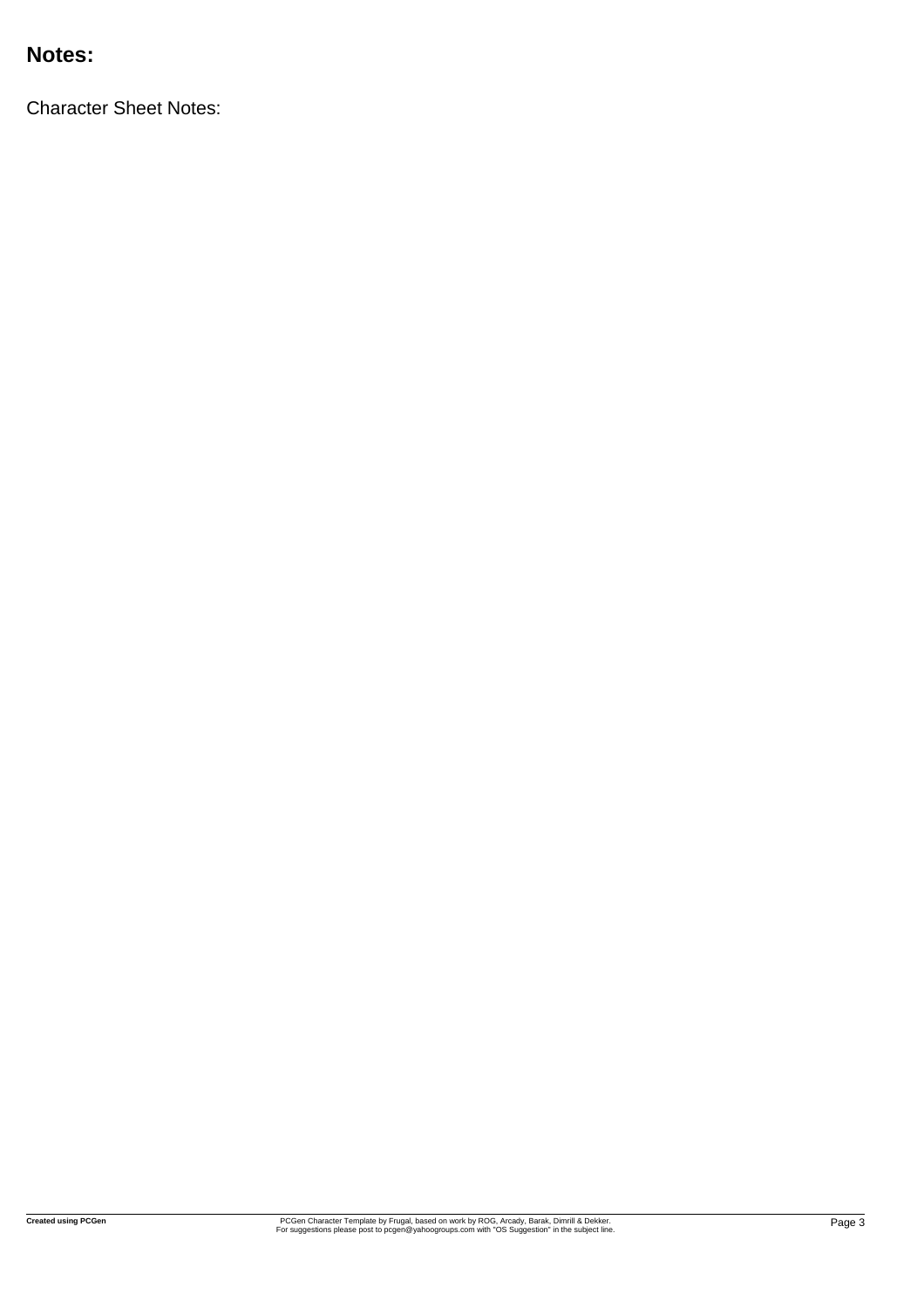## Notes:

Character Sheet Notes: